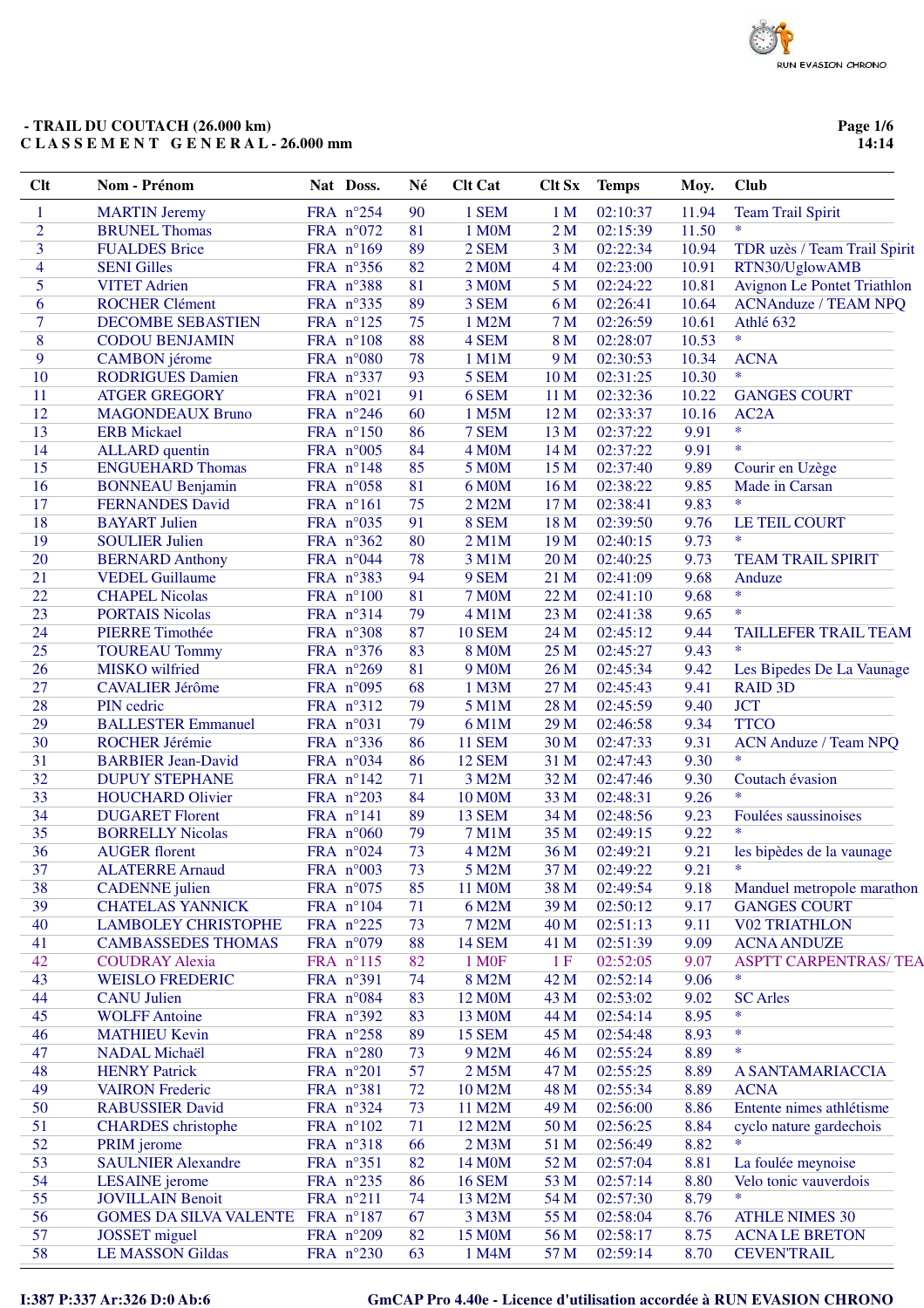RUN EVASION CHRONO

**- TRAIL DU COUTACH (26.000 km)**
**C L A S S E M E N T  G E N E R A L - 26.000 mm**

14:14

| Clt | Nom - Prénom | Nat | Doss. | Né | Clt Cat | Clt Sx | Temps | Moy. | Club |
|---|---|---|---|---|---|---|---|---|---|
| 1 | MARTIN Jeremy | FRA | n°254 | 90 | 1 SEM | 1 M | 02:10:37 | 11.94 | Team Trail Spirit |
| 2 | BRUNEL Thomas | FRA | n°072 | 81 | 1 M0M | 2 M | 02:15:39 | 11.50 | * |
| 3 | FUALDES Brice | FRA | n°169 | 89 | 2 SEM | 3 M | 02:22:34 | 10.94 | TDR uzès / Team Trail Spirit |
| 4 | SENI Gilles | FRA | n°356 | 82 | 2 M0M | 4 M | 02:23:00 | 10.91 | RTN30/UglowAMB |
| 5 | VITET Adrien | FRA | n°388 | 81 | 3 M0M | 5 M | 02:24:22 | 10.81 | Avignon Le Pontet Triathlon |
| 6 | ROCHER Clément | FRA | n°335 | 89 | 3 SEM | 6 M | 02:26:41 | 10.64 | ACNAnduze / TEAM NPQ |
| 7 | DECOMBE SEBASTIEN | FRA | n°125 | 75 | 1 M2M | 7 M | 02:26:59 | 10.61 | Athlé 632 |
| 8 | CODOU BENJAMIN | FRA | n°108 | 88 | 4 SEM | 8 M | 02:28:07 | 10.53 | * |
| 9 | CAMBON jérome | FRA | n°080 | 78 | 1 M1M | 9 M | 02:30:53 | 10.34 | ACNA |
| 10 | RODRIGUES Damien | FRA | n°337 | 93 | 5 SEM | 10 M | 02:31:25 | 10.30 | * |
| 11 | ATGER GREGORY | FRA | n°021 | 91 | 6 SEM | 11 M | 02:32:36 | 10.22 | GANGES COURT |
| 12 | MAGONDEAUX Bruno | FRA | n°246 | 60 | 1 M5M | 12 M | 02:33:37 | 10.16 | AC2A |
| 13 | ERB Mickael | FRA | n°150 | 86 | 7 SEM | 13 M | 02:37:22 | 9.91 | * |
| 14 | ALLARD quentin | FRA | n°005 | 84 | 4 M0M | 14 M | 02:37:22 | 9.91 | * |
| 15 | ENGUEHARD Thomas | FRA | n°148 | 85 | 5 M0M | 15 M | 02:37:40 | 9.89 | Courir en Uzège |
| 16 | BONNEAU Benjamin | FRA | n°058 | 81 | 6 M0M | 16 M | 02:38:22 | 9.85 | Made in Carsan |
| 17 | FERNANDES David | FRA | n°161 | 75 | 2 M2M | 17 M | 02:38:41 | 9.83 | * |
| 18 | BAYART Julien | FRA | n°035 | 91 | 8 SEM | 18 M | 02:39:50 | 9.76 | LE TEIL COURT |
| 19 | SOULIER Julien | FRA | n°362 | 80 | 2 M1M | 19 M | 02:40:15 | 9.73 | * |
| 20 | BERNARD Anthony | FRA | n°044 | 78 | 3 M1M | 20 M | 02:40:25 | 9.73 | TEAM TRAIL SPIRIT |
| 21 | VEDEL Guillaume | FRA | n°383 | 94 | 9 SEM | 21 M | 02:41:09 | 9.68 | Anduze |
| 22 | CHAPEL Nicolas | FRA | n°100 | 81 | 7 M0M | 22 M | 02:41:10 | 9.68 | * |
| 23 | PORTAIS Nicolas | FRA | n°314 | 79 | 4 M1M | 23 M | 02:41:38 | 9.65 | * |
| 24 | PIERRE Timothée | FRA | n°308 | 87 | 10 SEM | 24 M | 02:45:12 | 9.44 | TAILLEFER TRAIL TEAM |
| 25 | TOUREAU Tommy | FRA | n°376 | 83 | 8 M0M | 25 M | 02:45:27 | 9.43 | * |
| 26 | MISKO wilfried | FRA | n°269 | 81 | 9 M0M | 26 M | 02:45:34 | 9.42 | Les Bipedes De La Vaunage |
| 27 | CAVALIER Jérôme | FRA | n°095 | 68 | 1 M3M | 27 M | 02:45:43 | 9.41 | RAID 3D |
| 28 | PIN cedric | FRA | n°312 | 79 | 5 M1M | 28 M | 02:45:59 | 9.40 | JCT |
| 29 | BALLESTER Emmanuel | FRA | n°031 | 79 | 6 M1M | 29 M | 02:46:58 | 9.34 | TTCO |
| 30 | ROCHER Jérémie | FRA | n°336 | 86 | 11 SEM | 30 M | 02:47:33 | 9.31 | ACN Anduze / Team NPQ |
| 31 | BARBIER Jean-David | FRA | n°034 | 86 | 12 SEM | 31 M | 02:47:43 | 9.30 | * |
| 32 | DUPUY STEPHANE | FRA | n°142 | 71 | 3 M2M | 32 M | 02:47:46 | 9.30 | Coutach évasion |
| 33 | HOUCHARD Olivier | FRA | n°203 | 84 | 10 M0M | 33 M | 02:48:31 | 9.26 | * |
| 34 | DUGARET Florent | FRA | n°141 | 89 | 13 SEM | 34 M | 02:48:56 | 9.23 | Foulées saussinoises |
| 35 | BORRELLY Nicolas | FRA | n°060 | 79 | 7 M1M | 35 M | 02:49:15 | 9.22 | * |
| 36 | AUGER florent | FRA | n°024 | 73 | 4 M2M | 36 M | 02:49:21 | 9.21 | les bipèdes de la vaunage |
| 37 | ALATERRE Arnaud | FRA | n°003 | 73 | 5 M2M | 37 M | 02:49:22 | 9.21 | * |
| 38 | CADENNE julien | FRA | n°075 | 85 | 11 M0M | 38 M | 02:49:54 | 9.18 | Manduel metropole marathon |
| 39 | CHATELAS YANNICK | FRA | n°104 | 71 | 6 M2M | 39 M | 02:50:12 | 9.17 | GANGES COURT |
| 40 | LAMBOLEY CHRISTOPHE | FRA | n°225 | 73 | 7 M2M | 40 M | 02:51:13 | 9.11 | V02 TRIATHLON |
| 41 | CAMBASSEDES THOMAS | FRA | n°079 | 88 | 14 SEM | 41 M | 02:51:39 | 9.09 | ACNA ANDUZE |
| 42 | COUDRAY Alexia | FRA | n°115 | 82 | 1 M0F | 1 F | 02:52:05 | 9.07 | ASPTT CARPENTRAS/ TEA |
| 43 | WEISLO FREDERIC | FRA | n°391 | 74 | 8 M2M | 42 M | 02:52:14 | 9.06 | * |
| 44 | CANU Julien | FRA | n°084 | 83 | 12 M0M | 43 M | 02:53:02 | 9.02 | SC Arles |
| 45 | WOLFF Antoine | FRA | n°392 | 83 | 13 M0M | 44 M | 02:54:14 | 8.95 | * |
| 46 | MATHIEU Kevin | FRA | n°258 | 89 | 15 SEM | 45 M | 02:54:48 | 8.93 | * |
| 47 | NADAL Michaël | FRA | n°280 | 73 | 9 M2M | 46 M | 02:55:24 | 8.89 | * |
| 48 | HENRY Patrick | FRA | n°201 | 57 | 2 M5M | 47 M | 02:55:25 | 8.89 | A SANTAMARIACCIA |
| 49 | VAIRON Frederic | FRA | n°381 | 72 | 10 M2M | 48 M | 02:55:34 | 8.89 | ACNA |
| 50 | RABUSSIER David | FRA | n°324 | 73 | 11 M2M | 49 M | 02:56:00 | 8.86 | Entente nimes athlétisme |
| 51 | CHARDES christophe | FRA | n°102 | 71 | 12 M2M | 50 M | 02:56:25 | 8.84 | cyclo nature gardechois |
| 52 | PRIM jerome | FRA | n°318 | 66 | 2 M3M | 51 M | 02:56:49 | 8.82 | * |
| 53 | SAULNIER Alexandre | FRA | n°351 | 82 | 14 M0M | 52 M | 02:57:04 | 8.81 | La foulée meynoise |
| 54 | LESAINE jerome | FRA | n°235 | 86 | 16 SEM | 53 M | 02:57:14 | 8.80 | Velo tonic vauverdois |
| 55 | JOVILLAIN Benoit | FRA | n°211 | 74 | 13 M2M | 54 M | 02:57:30 | 8.79 | * |
| 56 | GOMES DA SILVA VALENTE | FRA | n°187 | 67 | 3 M3M | 55 M | 02:58:04 | 8.76 | ATHLE NIMES 30 |
| 57 | JOSSET miguel | FRA | n°209 | 82 | 15 M0M | 56 M | 02:58:17 | 8.75 | ACNA LE BRETON |
| 58 | LE MASSON Gildas | FRA | n°230 | 63 | 1 M4M | 57 M | 02:59:14 | 8.70 | CEVEN'TRAIL |

I:387 P:337 Ar:326 D:0 Ab:6 GmCAP Pro 4.40e - Licence d'utilisation accordée à RUN EVASION CHRONO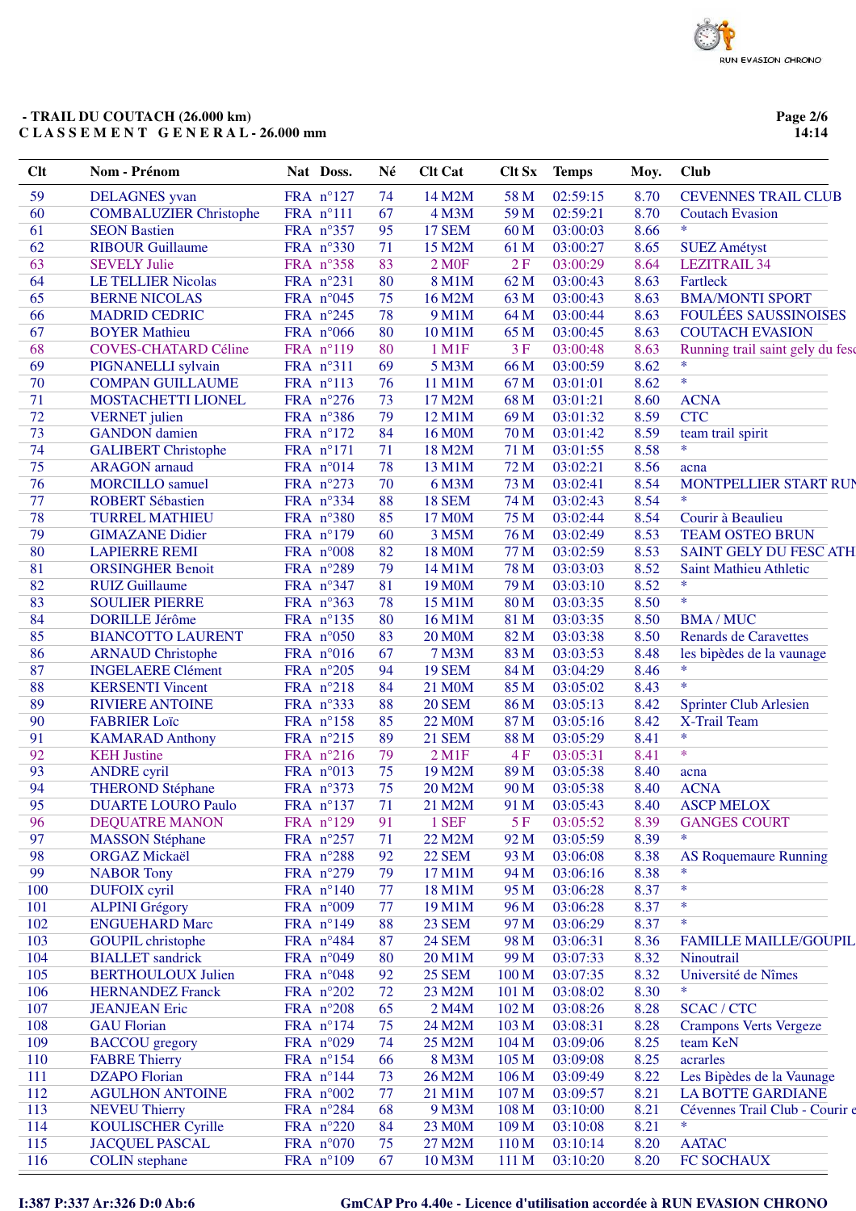**- TRAIL DU COUTACH (26.000 km)**
**C L A S S E M E N T   G E N E R A L - 26.000 mm**

| Clt | Nom - Prénom | Nat | Doss. | Né | Clt Cat | Clt Sx | Temps | Moy. | Club |
|---|---|---|---|---|---|---|---|---|---|
| 59 | DELAGNES yvan | FRA | n°127 | 74 | 14 M2M | 58 M | 02:59:15 | 8.70 | CEVENNES TRAIL CLUB |
| 60 | COMBALUZIER Christophe | FRA | n°111 | 67 | 4 M3M | 59 M | 02:59:21 | 8.70 | Coutach Evasion |
| 61 | SEON Bastien | FRA | n°357 | 95 | 17 SEM | 60 M | 03:00:03 | 8.66 | * |
| 62 | RIBOUR Guillaume | FRA | n°330 | 71 | 15 M2M | 61 M | 03:00:27 | 8.65 | SUEZ Amétyst |
| 63 | SEVELY Julie | FRA | n°358 | 83 | 2 M0F | 2 F | 03:00:29 | 8.64 | LEZITRAIL 34 |
| 64 | LE TELLIER Nicolas | FRA | n°231 | 80 | 8 M1M | 62 M | 03:00:43 | 8.63 | Fartleck |
| 65 | BERNE NICOLAS | FRA | n°045 | 75 | 16 M2M | 63 M | 03:00:43 | 8.63 | BMA/MONTI SPORT |
| 66 | MADRID CEDRIC | FRA | n°245 | 78 | 9 M1M | 64 M | 03:00:44 | 8.63 | FOULÉES SAUSSINOISES |
| 67 | BOYER Mathieu | FRA | n°066 | 80 | 10 M1M | 65 M | 03:00:45 | 8.63 | COUTACH EVASION |
| 68 | COVES-CHATARD Céline | FRA | n°119 | 80 | 1 M1F | 3 F | 03:00:48 | 8.63 | Running trail saint gely du fesc |
| 69 | PIGNANELLI sylvain | FRA | n°311 | 69 | 5 M3M | 66 M | 03:00:59 | 8.62 | * |
| 70 | COMPAN GUILLAUME | FRA | n°113 | 76 | 11 M1M | 67 M | 03:01:01 | 8.62 | * |
| 71 | MOSTACHETTI LIONEL | FRA | n°276 | 73 | 17 M2M | 68 M | 03:01:21 | 8.60 | ACNA |
| 72 | VERNET julien | FRA | n°386 | 79 | 12 M1M | 69 M | 03:01:32 | 8.59 | CTC |
| 73 | GANDON damien | FRA | n°172 | 84 | 16 M0M | 70 M | 03:01:42 | 8.59 | team trail spirit |
| 74 | GALIBERT Christophe | FRA | n°171 | 71 | 18 M2M | 71 M | 03:01:55 | 8.58 | * |
| 75 | ARAGON arnaud | FRA | n°014 | 78 | 13 M1M | 72 M | 03:02:21 | 8.56 | acna |
| 76 | MORCILLO samuel | FRA | n°273 | 70 | 6 M3M | 73 M | 03:02:41 | 8.54 | MONTPELLIER START RUN |
| 77 | ROBERT Sébastien | FRA | n°334 | 88 | 18 SEM | 74 M | 03:02:43 | 8.54 | * |
| 78 | TURREL MATHIEU | FRA | n°380 | 85 | 17 M0M | 75 M | 03:02:44 | 8.54 | Courir à Beaulieu |
| 79 | GIMAZANE Didier | FRA | n°179 | 60 | 3 M5M | 76 M | 03:02:49 | 8.53 | TEAM OSTEO BRUN |
| 80 | LAPIERRE REMI | FRA | n°008 | 82 | 18 M0M | 77 M | 03:02:59 | 8.53 | SAINT GELY DU FESC ATH |
| 81 | ORSINGHER Benoit | FRA | n°289 | 79 | 14 M1M | 78 M | 03:03:03 | 8.52 | Saint Mathieu Athletic |
| 82 | RUIZ Guillaume | FRA | n°347 | 81 | 19 M0M | 79 M | 03:03:10 | 8.52 | * |
| 83 | SOULIER PIERRE | FRA | n°363 | 78 | 15 M1M | 80 M | 03:03:35 | 8.50 | * |
| 84 | DORILLE Jérôme | FRA | n°135 | 80 | 16 M1M | 81 M | 03:03:35 | 8.50 | BMA / MUC |
| 85 | BIANCOTTO LAURENT | FRA | n°050 | 83 | 20 M0M | 82 M | 03:03:38 | 8.50 | Renards de Caravettes |
| 86 | ARNAUD Christophe | FRA | n°016 | 67 | 7 M3M | 83 M | 03:03:53 | 8.48 | les bipèdes de la vaunage |
| 87 | INGELAERE Clément | FRA | n°205 | 94 | 19 SEM | 84 M | 03:04:29 | 8.46 | * |
| 88 | KERSENTI Vincent | FRA | n°218 | 84 | 21 M0M | 85 M | 03:05:02 | 8.43 | * |
| 89 | RIVIERE ANTOINE | FRA | n°333 | 88 | 20 SEM | 86 M | 03:05:13 | 8.42 | Sprinter Club Arlesien |
| 90 | FABRIER Loïc | FRA | n°158 | 85 | 22 M0M | 87 M | 03:05:16 | 8.42 | X-Trail Team |
| 91 | KAMARAD Anthony | FRA | n°215 | 89 | 21 SEM | 88 M | 03:05:29 | 8.41 | * |
| 92 | KEH Justine | FRA | n°216 | 79 | 2 M1F | 4 F | 03:05:31 | 8.41 | * |
| 93 | ANDRE cyril | FRA | n°013 | 75 | 19 M2M | 89 M | 03:05:38 | 8.40 | acna |
| 94 | THEROND Stéphane | FRA | n°373 | 75 | 20 M2M | 90 M | 03:05:38 | 8.40 | ACNA |
| 95 | DUARTE LOURO Paulo | FRA | n°137 | 71 | 21 M2M | 91 M | 03:05:43 | 8.40 | ASCP MELOX |
| 96 | DEQUATRE MANON | FRA | n°129 | 91 | 1 SEF | 5 F | 03:05:52 | 8.39 | GANGES COURT |
| 97 | MASSON Stéphane | FRA | n°257 | 71 | 22 M2M | 92 M | 03:05:59 | 8.39 | * |
| 98 | ORGAZ Mickaël | FRA | n°288 | 92 | 22 SEM | 93 M | 03:06:08 | 8.38 | AS Roquemaure Running |
| 99 | NABOR Tony | FRA | n°279 | 79 | 17 M1M | 94 M | 03:06:16 | 8.38 | * |
| 100 | DUFOIX cyril | FRA | n°140 | 77 | 18 M1M | 95 M | 03:06:28 | 8.37 | * |
| 101 | ALPINI Grégory | FRA | n°009 | 77 | 19 M1M | 96 M | 03:06:28 | 8.37 | * |
| 102 | ENGUEHARD Marc | FRA | n°149 | 88 | 23 SEM | 97 M | 03:06:29 | 8.37 | * |
| 103 | GOUPIL christophe | FRA | n°484 | 87 | 24 SEM | 98 M | 03:06:31 | 8.36 | FAMILLE MAILLE/GOUPIL |
| 104 | BIALLET sandrick | FRA | n°049 | 80 | 20 M1M | 99 M | 03:07:33 | 8.32 | Ninoutrail |
| 105 | BERTHOULOUX Julien | FRA | n°048 | 92 | 25 SEM | 100 M | 03:07:35 | 8.32 | Université de Nîmes |
| 106 | HERNANDEZ Franck | FRA | n°202 | 72 | 23 M2M | 101 M | 03:08:02 | 8.30 | * |
| 107 | JEANJEAN Eric | FRA | n°208 | 65 | 2 M4M | 102 M | 03:08:26 | 8.28 | SCAC / CTC |
| 108 | GAU Florian | FRA | n°174 | 75 | 24 M2M | 103 M | 03:08:31 | 8.28 | Crampons Verts Vergeze |
| 109 | BACCOU gregory | FRA | n°029 | 74 | 25 M2M | 104 M | 03:09:06 | 8.25 | team KeN |
| 110 | FABRE Thierry | FRA | n°154 | 66 | 8 M3M | 105 M | 03:09:08 | 8.25 | acrarles |
| 111 | DZAPO Florian | FRA | n°144 | 73 | 26 M2M | 106 M | 03:09:49 | 8.22 | Les Bipèdes de la Vaunage |
| 112 | AGULHON ANTOINE | FRA | n°002 | 77 | 21 M1M | 107 M | 03:09:57 | 8.21 | LA BOTTE GARDIANE |
| 113 | NEVEU Thierry | FRA | n°284 | 68 | 9 M3M | 108 M | 03:10:00 | 8.21 | Cévennes Trail Club - Courir e |
| 114 | KOULISCHER Cyrille | FRA | n°220 | 84 | 23 M0M | 109 M | 03:10:08 | 8.21 | * |
| 115 | JACQUEL PASCAL | FRA | n°070 | 75 | 27 M2M | 110 M | 03:10:14 | 8.20 | AATAC |
| 116 | COLIN stephane | FRA | n°109 | 67 | 10 M3M | 111 M | 03:10:20 | 8.20 | FC SOCHAUX |

I:387 P:337 Ar:326 D:0 Ab:6

GmCAP Pro 4.40e - Licence d'utilisation accordée à RUN EVASION CHRONO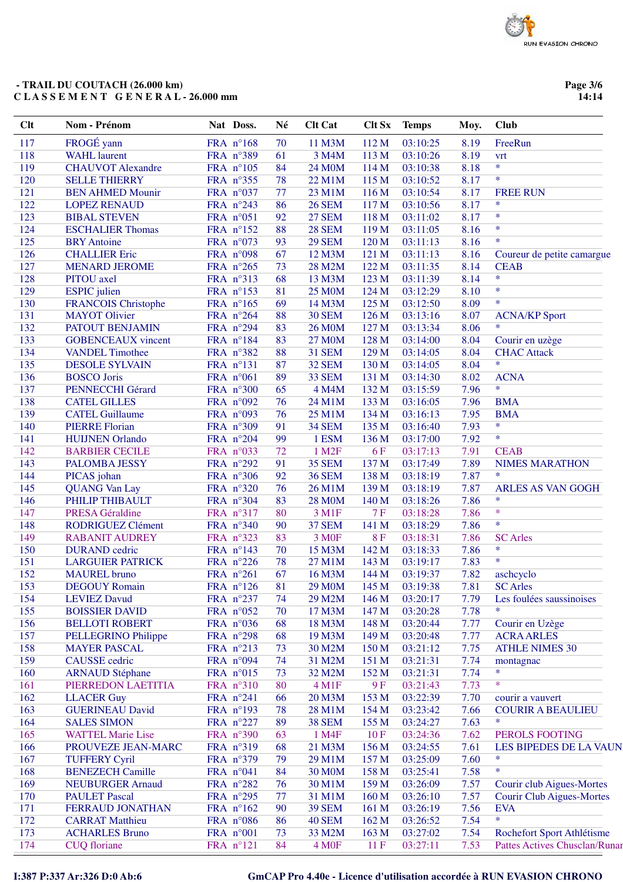- TRAIL DU COUTACH (26.000 km)
**C L A S S E M E N T G E N E R A L - 26.000 mm**

| Clt | Nom - Prénom | Nat | Doss. | Né | Clt Cat | Clt Sx | Temps | Moy. | Club |
|---|---|---|---|---|---|---|---|---|---|
| 117 | FROGÉ yann | FRA | n°168 | 70 | 11 M3M | 112 M | 03:10:25 | 8.19 | FreeRun |
| 118 | WAHL laurent | FRA | n°389 | 61 | 3 M4M | 113 M | 03:10:26 | 8.19 | vrt |
| 119 | CHAUVOT Alexandre | FRA | n°105 | 84 | 24 M0M | 114 M | 03:10:38 | 8.18 | * |
| 120 | SELLE THIERRY | FRA | n°355 | 78 | 22 M1M | 115 M | 03:10:52 | 8.17 | * |
| 121 | BEN AHMED Mounir | FRA | n°037 | 77 | 23 M1M | 116 M | 03:10:54 | 8.17 | FREE RUN |
| 122 | LOPEZ RENAUD | FRA | n°243 | 86 | 26 SEM | 117 M | 03:10:56 | 8.17 | * |
| 123 | BIBAL STEVEN | FRA | n°051 | 92 | 27 SEM | 118 M | 03:11:02 | 8.17 | * |
| 124 | ESCHALIER Thomas | FRA | n°152 | 88 | 28 SEM | 119 M | 03:11:05 | 8.16 | * |
| 125 | BRY Antoine | FRA | n°073 | 93 | 29 SEM | 120 M | 03:11:13 | 8.16 | * |
| 126 | CHALLIER Eric | FRA | n°098 | 67 | 12 M3M | 121 M | 03:11:13 | 8.16 | Coureur de petite camargue |
| 127 | MENARD JEROME | FRA | n°265 | 73 | 28 M2M | 122 M | 03:11:35 | 8.14 | CEAB |
| 128 | PITOU axel | FRA | n°313 | 68 | 13 M3M | 123 M | 03:11:39 | 8.14 | * |
| 129 | ESPIC julien | FRA | n°153 | 81 | 25 M0M | 124 M | 03:12:29 | 8.10 | * |
| 130 | FRANCOIS Christophe | FRA | n°165 | 69 | 14 M3M | 125 M | 03:12:50 | 8.09 | * |
| 131 | MAYOT Olivier | FRA | n°264 | 88 | 30 SEM | 126 M | 03:13:16 | 8.07 | ACNA/KP Sport |
| 132 | PATOUT BENJAMIN | FRA | n°294 | 83 | 26 M0M | 127 M | 03:13:34 | 8.06 | * |
| 133 | GOBENCEAUX vincent | FRA | n°184 | 83 | 27 M0M | 128 M | 03:14:00 | 8.04 | Courir en uzège |
| 134 | VANDEL Timothee | FRA | n°382 | 88 | 31 SEM | 129 M | 03:14:05 | 8.04 | CHAC Attack |
| 135 | DESOLE SYLVAIN | FRA | n°131 | 87 | 32 SEM | 130 M | 03:14:05 | 8.04 | * |
| 136 | BOSCO Joris | FRA | n°061 | 89 | 33 SEM | 131 M | 03:14:30 | 8.02 | ACNA |
| 137 | PENNECCHI Gérard | FRA | n°300 | 65 | 4 M4M | 132 M | 03:15:59 | 7.96 | * |
| 138 | CATEL GILLES | FRA | n°092 | 76 | 24 M1M | 133 M | 03:16:05 | 7.96 | BMA |
| 139 | CATEL Guillaume | FRA | n°093 | 76 | 25 M1M | 134 M | 03:16:13 | 7.95 | BMA |
| 140 | PIERRE Florian | FRA | n°309 | 91 | 34 SEM | 135 M | 03:16:40 | 7.93 | * |
| 141 | HUIJNEN Orlando | FRA | n°204 | 99 | 1 ESM | 136 M | 03:17:00 | 7.92 | * |
| 142 | BARBIER CECILE | FRA | n°033 | 72 | 1 M2F | 6 F | 03:17:13 | 7.91 | CEAB |
| 143 | PALOMBA JESSY | FRA | n°292 | 91 | 35 SEM | 137 M | 03:17:49 | 7.89 | NIMES MARATHON |
| 144 | PICAS johan | FRA | n°306 | 92 | 36 SEM | 138 M | 03:18:19 | 7.87 | * |
| 145 | QUANG Van Lay | FRA | n°320 | 76 | 26 M1M | 139 M | 03:18:19 | 7.87 | ARLES AS VAN GOGH |
| 146 | PHILIP THIBAULT | FRA | n°304 | 83 | 28 M0M | 140 M | 03:18:26 | 7.86 | * |
| 147 | PRESA Géraldine | FRA | n°317 | 80 | 3 M1F | 7 F | 03:18:28 | 7.86 | * |
| 148 | RODRIGUEZ Clément | FRA | n°340 | 90 | 37 SEM | 141 M | 03:18:29 | 7.86 | * |
| 149 | RABANIT AUDREY | FRA | n°323 | 83 | 3 M0F | 8 F | 03:18:31 | 7.86 | SC Arles |
| 150 | DURAND cedric | FRA | n°143 | 70 | 15 M3M | 142 M | 03:18:33 | 7.86 | * |
| 151 | LARGUIER PATRICK | FRA | n°226 | 78 | 27 M1M | 143 M | 03:19:17 | 7.83 | * |
| 152 | MAUREL bruno | FRA | n°261 | 67 | 16 M3M | 144 M | 03:19:37 | 7.82 | aschcyclo |
| 153 | DEGOUY Romain | FRA | n°126 | 81 | 29 M0M | 145 M | 03:19:38 | 7.81 | SC Arles |
| 154 | LEVIEZ Davud | FRA | n°237 | 74 | 29 M2M | 146 M | 03:20:17 | 7.79 | Les foulées saussinoises |
| 155 | BOISSIER DAVID | FRA | n°052 | 70 | 17 M3M | 147 M | 03:20:28 | 7.78 | * |
| 156 | BELLOTI ROBERT | FRA | n°036 | 68 | 18 M3M | 148 M | 03:20:44 | 7.77 | Courir en Uzège |
| 157 | PELLEGRINO Philippe | FRA | n°298 | 68 | 19 M3M | 149 M | 03:20:48 | 7.77 | ACRA ARLES |
| 158 | MAYER PASCAL | FRA | n°213 | 73 | 30 M2M | 150 M | 03:21:12 | 7.75 | ATHLE NIMES 30 |
| 159 | CAUSSE cedric | FRA | n°094 | 74 | 31 M2M | 151 M | 03:21:31 | 7.74 | montagnac |
| 160 | ARNAUD Stéphane | FRA | n°015 | 73 | 32 M2M | 152 M | 03:21:31 | 7.74 | * |
| 161 | PIERREDON LAETITIA | FRA | n°310 | 80 | 4 M1F | 9 F | 03:21:43 | 7.73 | * |
| 162 | LLACER Guy | FRA | n°241 | 66 | 20 M3M | 153 M | 03:22:39 | 7.70 | courir a vauvert |
| 163 | GUERINEAU David | FRA | n°193 | 78 | 28 M1M | 154 M | 03:23:42 | 7.66 | COURIR A BEAULIEU |
| 164 | SALES SIMON | FRA | n°227 | 89 | 38 SEM | 155 M | 03:24:27 | 7.63 | * |
| 165 | WATTEL Marie Lise | FRA | n°390 | 63 | 1 M4F | 10 F | 03:24:36 | 7.62 | PEROLS FOOTING |
| 166 | PROUVEZE JEAN-MARC | FRA | n°319 | 68 | 21 M3M | 156 M | 03:24:55 | 7.61 | LES BIPEDES DE LA VAUN |
| 167 | TUFFERY Cyril | FRA | n°379 | 79 | 29 M1M | 157 M | 03:25:09 | 7.60 | * |
| 168 | BENEZECH Camille | FRA | n°041 | 84 | 30 M0M | 158 M | 03:25:41 | 7.58 | * |
| 169 | NEUBURGER Arnaud | FRA | n°282 | 76 | 30 M1M | 159 M | 03:26:09 | 7.57 | Courir club Aigues-Mortes |
| 170 | PAULET Pascal | FRA | n°295 | 77 | 31 M1M | 160 M | 03:26:10 | 7.57 | Courir Club Aigues-Mortes |
| 171 | FERRAUD JONATHAN | FRA | n°162 | 90 | 39 SEM | 161 M | 03:26:19 | 7.56 | EVA |
| 172 | CARRAT Matthieu | FRA | n°086 | 86 | 40 SEM | 162 M | 03:26:52 | 7.54 | * |
| 173 | ACHARLES Bruno | FRA | n°001 | 73 | 33 M2M | 163 M | 03:27:02 | 7.54 | Rochefort Sport Athlétisme |
| 174 | CUQ floriane | FRA | n°121 | 84 | 4 M0F | 11 F | 03:27:11 | 7.53 | Pattes Actives Chusclan/Runar |

I:387 P:337 Ar:326 D:0 Ab:6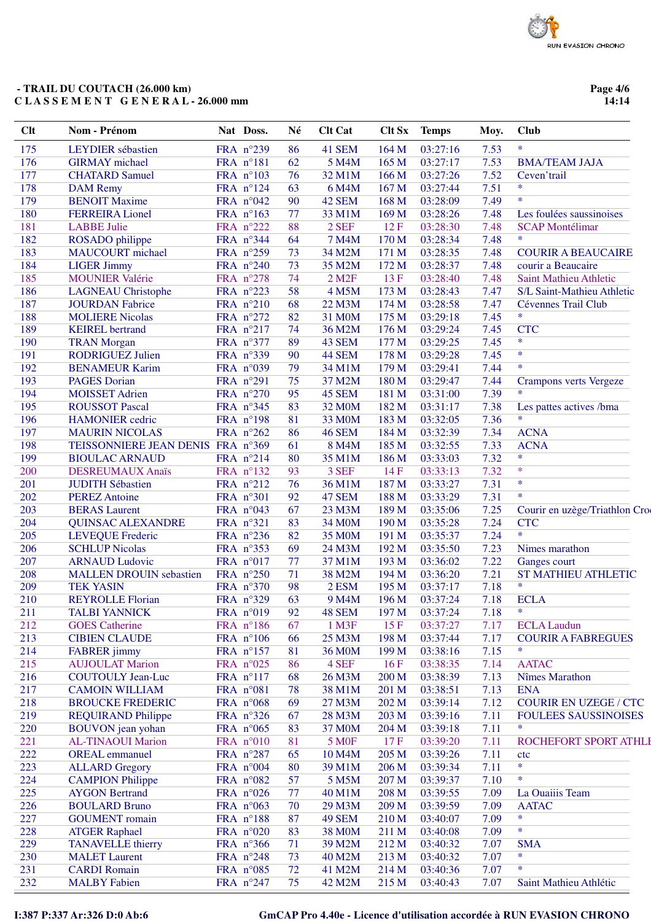- TRAIL DU COUTACH (26.000 km)
C L A S S E M E N T G E N E R A L - 26.000 mm

| Clt | Nom - Prénom | Nat | Doss. | Né | Clt Cat | Clt Sx | Temps | Moy. | Club |
|---|---|---|---|---|---|---|---|---|---|
| 175 | LEYDIER sébastien | FRA | n°239 | 86 | 41 SEM | 164 M | 03:27:16 | 7.53 | * |
| 176 | GIRMAY michael | FRA | n°181 | 62 | 5 M4M | 165 M | 03:27:17 | 7.53 | BMA/TEAM JAJA |
| 177 | CHATARD Samuel | FRA | n°103 | 76 | 32 M1M | 166 M | 03:27:26 | 7.52 | Ceven'trail |
| 178 | DAM Remy | FRA | n°124 | 63 | 6 M4M | 167 M | 03:27:44 | 7.51 | * |
| 179 | BENOIT Maxime | FRA | n°042 | 90 | 42 SEM | 168 M | 03:28:09 | 7.49 | * |
| 180 | FERREIRA Lionel | FRA | n°163 | 77 | 33 M1M | 169 M | 03:28:26 | 7.48 | Les foulées saussinoises |
| 181 | LABBE Julie | FRA | n°222 | 88 | 2 SEF | 12 F | 03:28:30 | 7.48 | SCAP Montélimar |
| 182 | ROSADO philippe | FRA | n°344 | 64 | 7 M4M | 170 M | 03:28:34 | 7.48 | * |
| 183 | MAUCOURT michael | FRA | n°259 | 73 | 34 M2M | 171 M | 03:28:35 | 7.48 | COURIR A BEAUCAIRE |
| 184 | LIGER Jimmy | FRA | n°240 | 73 | 35 M2M | 172 M | 03:28:37 | 7.48 | courir a Beaucaire |
| 185 | MOUNIER Valérie | FRA | n°278 | 74 | 2 M2F | 13 F | 03:28:40 | 7.48 | Saint Mathieu Athletic |
| 186 | LAGNEAU Christophe | FRA | n°223 | 58 | 4 M5M | 173 M | 03:28:43 | 7.47 | S/L Saint-Mathieu Athletic |
| 187 | JOURDAN Fabrice | FRA | n°210 | 68 | 22 M3M | 174 M | 03:28:58 | 7.47 | Cévennes Trail Club |
| 188 | MOLIERE Nicolas | FRA | n°272 | 82 | 31 M0M | 175 M | 03:29:18 | 7.45 | * |
| 189 | KEIREL bertrand | FRA | n°217 | 74 | 36 M2M | 176 M | 03:29:24 | 7.45 | CTC |
| 190 | TRAN Morgan | FRA | n°377 | 89 | 43 SEM | 177 M | 03:29:25 | 7.45 | * |
| 191 | RODRIGUEZ Julien | FRA | n°339 | 90 | 44 SEM | 178 M | 03:29:28 | 7.45 | * |
| 192 | BENAMEUR Karim | FRA | n°039 | 79 | 34 M1M | 179 M | 03:29:41 | 7.44 | * |
| 193 | PAGES Dorian | FRA | n°291 | 75 | 37 M2M | 180 M | 03:29:47 | 7.44 | Crampons verts Vergeze |
| 194 | MOISSET Adrien | FRA | n°270 | 95 | 45 SEM | 181 M | 03:31:00 | 7.39 | * |
| 195 | ROUSSOT Pascal | FRA | n°345 | 83 | 32 M0M | 182 M | 03:31:17 | 7.38 | Les pattes actives /bma |
| 196 | HAMONIER cedric | FRA | n°198 | 81 | 33 M0M | 183 M | 03:32:05 | 7.36 | * |
| 197 | MAURIN NICOLAS | FRA | n°262 | 86 | 46 SEM | 184 M | 03:32:39 | 7.34 | ACNA |
| 198 | TEISSONNIERE JEAN DENIS | FRA | n°369 | 61 | 8 M4M | 185 M | 03:32:55 | 7.33 | ACNA |
| 199 | BIOULAC ARNAUD | FRA | n°214 | 80 | 35 M1M | 186 M | 03:33:03 | 7.32 | * |
| 200 | DESREUMAUX Anaïs | FRA | n°132 | 93 | 3 SEF | 14 F | 03:33:13 | 7.32 | * |
| 201 | JUDITH Sébastien | FRA | n°212 | 76 | 36 M1M | 187 M | 03:33:27 | 7.31 | * |
| 202 | PEREZ Antoine | FRA | n°301 | 92 | 47 SEM | 188 M | 03:33:29 | 7.31 | * |
| 203 | BERAS Laurent | FRA | n°043 | 67 | 23 M3M | 189 M | 03:35:06 | 7.25 | Courir en uzège/Triathlon Cro |
| 204 | QUINSAC ALEXANDRE | FRA | n°321 | 83 | 34 M0M | 190 M | 03:35:28 | 7.24 | CTC |
| 205 | LEVEQUE Frederic | FRA | n°236 | 82 | 35 M0M | 191 M | 03:35:37 | 7.24 | * |
| 206 | SCHLUP Nicolas | FRA | n°353 | 69 | 24 M3M | 192 M | 03:35:50 | 7.23 | Nimes marathon |
| 207 | ARNAUD Ludovic | FRA | n°017 | 77 | 37 M1M | 193 M | 03:36:02 | 7.22 | Ganges court |
| 208 | MALLEN DROUIN sebastien | FRA | n°250 | 71 | 38 M2M | 194 M | 03:36:20 | 7.21 | ST MATHIEU ATHLETIC |
| 209 | TEK YASIN | FRA | n°370 | 98 | 2 ESM | 195 M | 03:37:17 | 7.18 | * |
| 210 | REYROLLE Florian | FRA | n°329 | 63 | 9 M4M | 196 M | 03:37:24 | 7.18 | ECLA |
| 211 | TALBI YANNICK | FRA | n°019 | 92 | 48 SEM | 197 M | 03:37:24 | 7.18 | * |
| 212 | GOES Catherine | FRA | n°186 | 67 | 1 M3F | 15 F | 03:37:27 | 7.17 | ECLA Laudun |
| 213 | CIBIEN CLAUDE | FRA | n°106 | 66 | 25 M3M | 198 M | 03:37:44 | 7.17 | COURIR A FABREGUES |
| 214 | FABRER jimmy | FRA | n°157 | 81 | 36 M0M | 199 M | 03:38:16 | 7.15 | * |
| 215 | AUJOULAT Marion | FRA | n°025 | 86 | 4 SEF | 16 F | 03:38:35 | 7.14 | AATAC |
| 216 | COUTOULY Jean-Luc | FRA | n°117 | 68 | 26 M3M | 200 M | 03:38:39 | 7.13 | Nîmes Marathon |
| 217 | CAMOIN WILLIAM | FRA | n°081 | 78 | 38 M1M | 201 M | 03:38:51 | 7.13 | ENA |
| 218 | BROUCKE FREDERIC | FRA | n°068 | 69 | 27 M3M | 202 M | 03:39:14 | 7.12 | COURIR EN UZEGE / CTC |
| 219 | REQUIRAND Philippe | FRA | n°326 | 67 | 28 M3M | 203 M | 03:39:16 | 7.11 | FOULEES SAUSSINOISES |
| 220 | BOUVON jean yohan | FRA | n°065 | 83 | 37 M0M | 204 M | 03:39:18 | 7.11 | * |
| 221 | AL-TINAOUI Marion | FRA | n°010 | 81 | 5 M0F | 17 F | 03:39:20 | 7.11 | ROCHEFORT SPORT ATHLE |
| 222 | OREAL emmanuel | FRA | n°287 | 65 | 10 M4M | 205 M | 03:39:26 | 7.11 | ctc |
| 223 | ALLARD Gregory | FRA | n°004 | 80 | 39 M1M | 206 M | 03:39:34 | 7.11 | * |
| 224 | CAMPION Philippe | FRA | n°082 | 57 | 5 M5M | 207 M | 03:39:37 | 7.10 | * |
| 225 | AYGON Bertrand | FRA | n°026 | 77 | 40 M1M | 208 M | 03:39:55 | 7.09 | La Ouaiiis Team |
| 226 | BOULARD Bruno | FRA | n°063 | 70 | 29 M3M | 209 M | 03:39:59 | 7.09 | AATAC |
| 227 | GOUMENT romain | FRA | n°188 | 87 | 49 SEM | 210 M | 03:40:07 | 7.09 | * |
| 228 | ATGER Raphael | FRA | n°020 | 83 | 38 M0M | 211 M | 03:40:08 | 7.09 | * |
| 229 | TANAVELLE thierry | FRA | n°366 | 71 | 39 M2M | 212 M | 03:40:32 | 7.07 | SMA |
| 230 | MALET Laurent | FRA | n°248 | 73 | 40 M2M | 213 M | 03:40:32 | 7.07 | * |
| 231 | CARDI Romain | FRA | n°085 | 72 | 41 M2M | 214 M | 03:40:36 | 7.07 | * |
| 232 | MALBY Fabien | FRA | n°247 | 75 | 42 M2M | 215 M | 03:40:43 | 7.07 | Saint Mathieu Athlétic |

I:387 P:337 Ar:326 D:0 Ab:6 GmCAP Pro 4.40e - Licence d'utilisation accordée à RUN EVASION CHRONO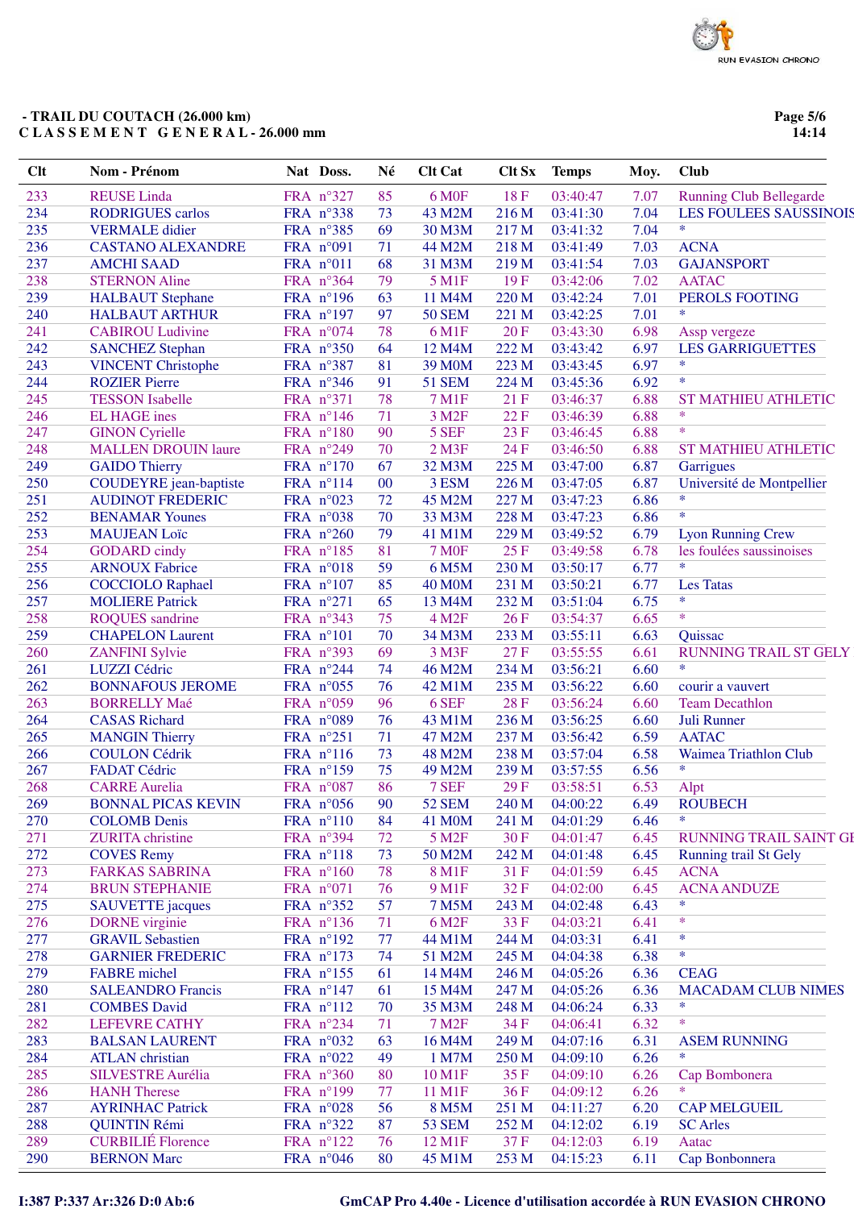**- TRAIL DU COUTACH (26.000 km)**
**C L A S S E M E N T   G E N E R A L - 26.000 mm**

| Clt | Nom - Prénom | Nat | Doss. | Né | Clt Cat | Clt Sx | Temps | Moy. | Club |
|---|---|---|---|---|---|---|---|---|---|
| 233 | REUSE Linda | FRA | n°327 | 85 | 6 M0F | 18 F | 03:40:47 | 7.07 | Running Club Bellegarde |
| 234 | RODRIGUES carlos | FRA | n°338 | 73 | 43 M2M | 216 M | 03:41:30 | 7.04 | LES FOULEES SAUSSINOIS |
| 235 | VERMALE didier | FRA | n°385 | 69 | 30 M3M | 217 M | 03:41:32 | 7.04 | * |
| 236 | CASTANO ALEXANDRE | FRA | n°091 | 71 | 44 M2M | 218 M | 03:41:49 | 7.03 | ACNA |
| 237 | AMCHI SAAD | FRA | n°011 | 68 | 31 M3M | 219 M | 03:41:54 | 7.03 | GAJANSPORT |
| 238 | STERNON Aline | FRA | n°364 | 79 | 5 M1F | 19 F | 03:42:06 | 7.02 | AATAC |
| 239 | HALBAUT Stephane | FRA | n°196 | 63 | 11 M4M | 220 M | 03:42:24 | 7.01 | PEROLS FOOTING |
| 240 | HALBAUT ARTHUR | FRA | n°197 | 97 | 50 SEM | 221 M | 03:42:25 | 7.01 | * |
| 241 | CABIROU Ludivine | FRA | n°074 | 78 | 6 M1F | 20 F | 03:43:30 | 6.98 | Assp vergeze |
| 242 | SANCHEZ Stephan | FRA | n°350 | 64 | 12 M4M | 222 M | 03:43:42 | 6.97 | LES GARRIGUETTES |
| 243 | VINCENT Christophe | FRA | n°387 | 81 | 39 M0M | 223 M | 03:43:45 | 6.97 | * |
| 244 | ROZIER Pierre | FRA | n°346 | 91 | 51 SEM | 224 M | 03:45:36 | 6.92 | * |
| 245 | TESSON Isabelle | FRA | n°371 | 78 | 7 M1F | 21 F | 03:46:37 | 6.88 | ST MATHIEU ATHLETIC |
| 246 | EL HAGE ines | FRA | n°146 | 71 | 3 M2F | 22 F | 03:46:39 | 6.88 | * |
| 247 | GINON Cyrielle | FRA | n°180 | 90 | 5 SEF | 23 F | 03:46:45 | 6.88 | * |
| 248 | MALLEN DROUIN laure | FRA | n°249 | 70 | 2 M3F | 24 F | 03:46:50 | 6.88 | ST MATHIEU ATHLETIC |
| 249 | GAIDO Thierry | FRA | n°170 | 67 | 32 M3M | 225 M | 03:47:00 | 6.87 | Garrigues |
| 250 | COUDEYRE jean-baptiste | FRA | n°114 | 00 | 3 ESM | 226 M | 03:47:05 | 6.87 | Université de Montpellier |
| 251 | AUDINOT FREDERIC | FRA | n°023 | 72 | 45 M2M | 227 M | 03:47:23 | 6.86 | * |
| 252 | BENAMAR Younes | FRA | n°038 | 70 | 33 M3M | 228 M | 03:47:23 | 6.86 | * |
| 253 | MAUJEAN Loïc | FRA | n°260 | 79 | 41 M1M | 229 M | 03:49:52 | 6.79 | Lyon Running Crew |
| 254 | GODARD cindy | FRA | n°185 | 81 | 7 M0F | 25 F | 03:49:58 | 6.78 | les foulées saussinoises |
| 255 | ARNOUX Fabrice | FRA | n°018 | 59 | 6 M5M | 230 M | 03:50:17 | 6.77 | * |
| 256 | COCCIOLO Raphael | FRA | n°107 | 85 | 40 M0M | 231 M | 03:50:21 | 6.77 | Les Tatas |
| 257 | MOLIERE Patrick | FRA | n°271 | 65 | 13 M4M | 232 M | 03:51:04 | 6.75 | * |
| 258 | ROQUES sandrine | FRA | n°343 | 75 | 4 M2F | 26 F | 03:54:37 | 6.65 | * |
| 259 | CHAPELON Laurent | FRA | n°101 | 70 | 34 M3M | 233 M | 03:55:11 | 6.63 | Quissac |
| 260 | ZANFINI Sylvie | FRA | n°393 | 69 | 3 M3F | 27 F | 03:55:55 | 6.61 | RUNNING TRAIL ST GELY |
| 261 | LUZZI Cédric | FRA | n°244 | 74 | 46 M2M | 234 M | 03:56:21 | 6.60 | * |
| 262 | BONNAFOUS JEROME | FRA | n°055 | 76 | 42 M1M | 235 M | 03:56:22 | 6.60 | courir a vauvert |
| 263 | BORRELLY Maé | FRA | n°059 | 96 | 6 SEF | 28 F | 03:56:24 | 6.60 | Team Decathlon |
| 264 | CASAS Richard | FRA | n°089 | 76 | 43 M1M | 236 M | 03:56:25 | 6.60 | Juli Runner |
| 265 | MANGIN Thierry | FRA | n°251 | 71 | 47 M2M | 237 M | 03:56:42 | 6.59 | AATAC |
| 266 | COULON Cédrik | FRA | n°116 | 73 | 48 M2M | 238 M | 03:57:04 | 6.58 | Waimea Triathlon Club |
| 267 | FADAT Cédric | FRA | n°159 | 75 | 49 M2M | 239 M | 03:57:55 | 6.56 | * |
| 268 | CARRE Aurelia | FRA | n°087 | 86 | 7 SEF | 29 F | 03:58:51 | 6.53 | Alpt |
| 269 | BONNAL PICAS KEVIN | FRA | n°056 | 90 | 52 SEM | 240 M | 04:00:22 | 6.49 | ROUBECH |
| 270 | COLOMB Denis | FRA | n°110 | 84 | 41 M0M | 241 M | 04:01:29 | 6.46 | * |
| 271 | ZURITA christine | FRA | n°394 | 72 | 5 M2F | 30 F | 04:01:47 | 6.45 | RUNNING TRAIL SAINT GE |
| 272 | COVES Remy | FRA | n°118 | 73 | 50 M2M | 242 M | 04:01:48 | 6.45 | Running trail St Gely |
| 273 | FARKAS SABRINA | FRA | n°160 | 78 | 8 M1F | 31 F | 04:01:59 | 6.45 | ACNA |
| 274 | BRUN STEPHANIE | FRA | n°071 | 76 | 9 M1F | 32 F | 04:02:00 | 6.45 | ACNA ANDUZE |
| 275 | SAUVETTE jacques | FRA | n°352 | 57 | 7 M5M | 243 M | 04:02:48 | 6.43 | * |
| 276 | DORNE virginie | FRA | n°136 | 71 | 6 M2F | 33 F | 04:03:21 | 6.41 | * |
| 277 | GRAVIL Sebastien | FRA | n°192 | 77 | 44 M1M | 244 M | 04:03:31 | 6.41 | * |
| 278 | GARNIER FREDERIC | FRA | n°173 | 74 | 51 M2M | 245 M | 04:04:38 | 6.38 | * |
| 279 | FABRE michel | FRA | n°155 | 61 | 14 M4M | 246 M | 04:05:26 | 6.36 | CEAG |
| 280 | SALEANDRO Francis | FRA | n°147 | 61 | 15 M4M | 247 M | 04:05:26 | 6.36 | MACADAM CLUB NIMES |
| 281 | COMBES David | FRA | n°112 | 70 | 35 M3M | 248 M | 04:06:24 | 6.33 | * |
| 282 | LEFEVRE CATHY | FRA | n°234 | 71 | 7 M2F | 34 F | 04:06:41 | 6.32 | * |
| 283 | BALSAN LAURENT | FRA | n°032 | 63 | 16 M4M | 249 M | 04:07:16 | 6.31 | ASEM RUNNING |
| 284 | ATLAN christian | FRA | n°022 | 49 | 1 M7M | 250 M | 04:09:10 | 6.26 | * |
| 285 | SILVESTRE Aurélia | FRA | n°360 | 80 | 10 M1F | 35 F | 04:09:10 | 6.26 | Cap Bombonera |
| 286 | HANH Therese | FRA | n°199 | 77 | 11 M1F | 36 F | 04:09:12 | 6.26 | * |
| 287 | AYRINHAC Patrick | FRA | n°028 | 56 | 8 M5M | 251 M | 04:11:27 | 6.20 | CAP MELGUEIL |
| 288 | QUINTIN Rémi | FRA | n°322 | 87 | 53 SEM | 252 M | 04:12:02 | 6.19 | SC Arles |
| 289 | CURBILIÉ Florence | FRA | n°122 | 76 | 12 M1F | 37 F | 04:12:03 | 6.19 | Aatac |
| 290 | BERNON Marc | FRA | n°046 | 80 | 45 M1M | 253 M | 04:15:23 | 6.11 | Cap Bonbonnera |

I:387 P:337 Ar:326 D:0 Ab:6

GmCAP Pro 4.40e - Licence d'utilisation accordée à RUN EVASION CHRONO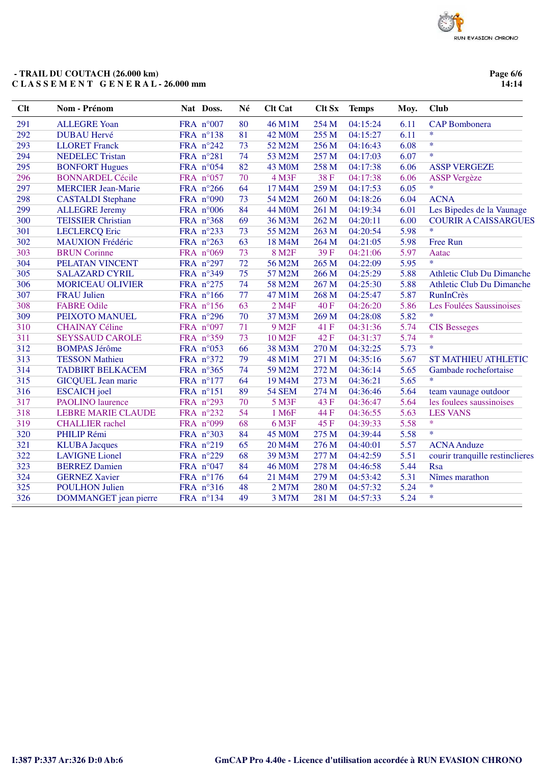**- TRAIL DU COUTACH (26.000 km)**
**C L A S S E M E N T G E N E R A L - 26.000 mm**

Page 6/6
14:14

| Clt | Nom - Prénom | Nat | Doss. | Né | Clt Cat | Clt Sx | Temps | Moy. | Club |
|---|---|---|---|---|---|---|---|---|---|
| 291 | ALLEGRE Yoan | FRA | n°007 | 80 | 46 M1M | 254 M | 04:15:24 | 6.11 | CAP Bombonera |
| 292 | DUBAU Hervé | FRA | n°138 | 81 | 42 M0M | 255 M | 04:15:27 | 6.11 | * |
| 293 | LLORET Franck | FRA | n°242 | 73 | 52 M2M | 256 M | 04:16:43 | 6.08 | * |
| 294 | NEDELEC Tristan | FRA | n°281 | 74 | 53 M2M | 257 M | 04:17:03 | 6.07 | * |
| 295 | BONFORT Hugues | FRA | n°054 | 82 | 43 M0M | 258 M | 04:17:38 | 6.06 | ASSP VERGEZE |
| 296 | BONNARDEL Cécile | FRA | n°057 | 70 | 4 M3F | 38 F | 04:17:38 | 6.06 | ASSP Vergèze |
| 297 | MERCIER Jean-Marie | FRA | n°266 | 64 | 17 M4M | 259 M | 04:17:53 | 6.05 | * |
| 298 | CASTALDI Stephane | FRA | n°090 | 73 | 54 M2M | 260 M | 04:18:26 | 6.04 | ACNA |
| 299 | ALLEGRE Jeremy | FRA | n°006 | 84 | 44 M0M | 261 M | 04:19:34 | 6.01 | Les Bipedes de la Vaunage |
| 300 | TEISSIER Christian | FRA | n°368 | 69 | 36 M3M | 262 M | 04:20:11 | 6.00 | COURIR A CAISSARGUES |
| 301 | LECLERCQ Eric | FRA | n°233 | 73 | 55 M2M | 263 M | 04:20:54 | 5.98 | * |
| 302 | MAUXION Frédéric | FRA | n°263 | 63 | 18 M4M | 264 M | 04:21:05 | 5.98 | Free Run |
| 303 | BRUN Corinne | FRA | n°069 | 73 | 8 M2F | 39 F | 04:21:06 | 5.97 | Aatac |
| 304 | PELATAN VINCENT | FRA | n°297 | 72 | 56 M2M | 265 M | 04:22:09 | 5.95 | * |
| 305 | SALAZARD CYRIL | FRA | n°349 | 75 | 57 M2M | 266 M | 04:25:29 | 5.88 | Athletic Club Du Dimanche |
| 306 | MORICEAU OLIVIER | FRA | n°275 | 74 | 58 M2M | 267 M | 04:25:30 | 5.88 | Athletic Club Du Dimanche |
| 307 | FRAU Julien | FRA | n°166 | 77 | 47 M1M | 268 M | 04:25:47 | 5.87 | RunInCrès |
| 308 | FABRE Odile | FRA | n°156 | 63 | 2 M4F | 40 F | 04:26:20 | 5.86 | Les Foulées Saussinoises |
| 309 | PEIXOTO MANUEL | FRA | n°296 | 70 | 37 M3M | 269 M | 04:28:08 | 5.82 | * |
| 310 | CHAINAY Céline | FRA | n°097 | 71 | 9 M2F | 41 F | 04:31:36 | 5.74 | CIS Besseges |
| 311 | SEYSSAUD CAROLE | FRA | n°359 | 73 | 10 M2F | 42 F | 04:31:37 | 5.74 | * |
| 312 | BOMPAS Jérôme | FRA | n°053 | 66 | 38 M3M | 270 M | 04:32:25 | 5.73 | * |
| 313 | TESSON Mathieu | FRA | n°372 | 79 | 48 M1M | 271 M | 04:35:16 | 5.67 | ST MATHIEU ATHLETIC |
| 314 | TADBIRT BELKACEM | FRA | n°365 | 74 | 59 M2M | 272 M | 04:36:14 | 5.65 | Gambade rochefortaise |
| 315 | GICQUEL Jean marie | FRA | n°177 | 64 | 19 M4M | 273 M | 04:36:21 | 5.65 | * |
| 316 | ESCAICH joel | FRA | n°151 | 89 | 54 SEM | 274 M | 04:36:46 | 5.64 | team vaunage outdoor |
| 317 | PAOLINO laurence | FRA | n°293 | 70 | 5 M3F | 43 F | 04:36:47 | 5.64 | les foulees saussinoises |
| 318 | LEBRE MARIE CLAUDE | FRA | n°232 | 54 | 1 M6F | 44 F | 04:36:55 | 5.63 | LES VANS |
| 319 | CHALLIER rachel | FRA | n°099 | 68 | 6 M3F | 45 F | 04:39:33 | 5.58 | * |
| 320 | PHILIP Rémi | FRA | n°303 | 84 | 45 M0M | 275 M | 04:39:44 | 5.58 | * |
| 321 | KLUBA Jacques | FRA | n°219 | 65 | 20 M4M | 276 M | 04:40:01 | 5.57 | ACNA Anduze |
| 322 | LAVIGNE Lionel | FRA | n°229 | 68 | 39 M3M | 277 M | 04:42:59 | 5.51 | courir tranquille restinclieres |
| 323 | BERREZ Damien | FRA | n°047 | 84 | 46 M0M | 278 M | 04:46:58 | 5.44 | Rsa |
| 324 | GERNEZ Xavier | FRA | n°176 | 64 | 21 M4M | 279 M | 04:53:42 | 5.31 | Nîmes marathon |
| 325 | POULHON Julien | FRA | n°316 | 48 | 2 M7M | 280 M | 04:57:32 | 5.24 | * |
| 326 | DOMMANGET jean pierre | FRA | n°134 | 49 | 3 M7M | 281 M | 04:57:33 | 5.24 | * |

I:387 P:337 Ar:326 D:0 Ab:6